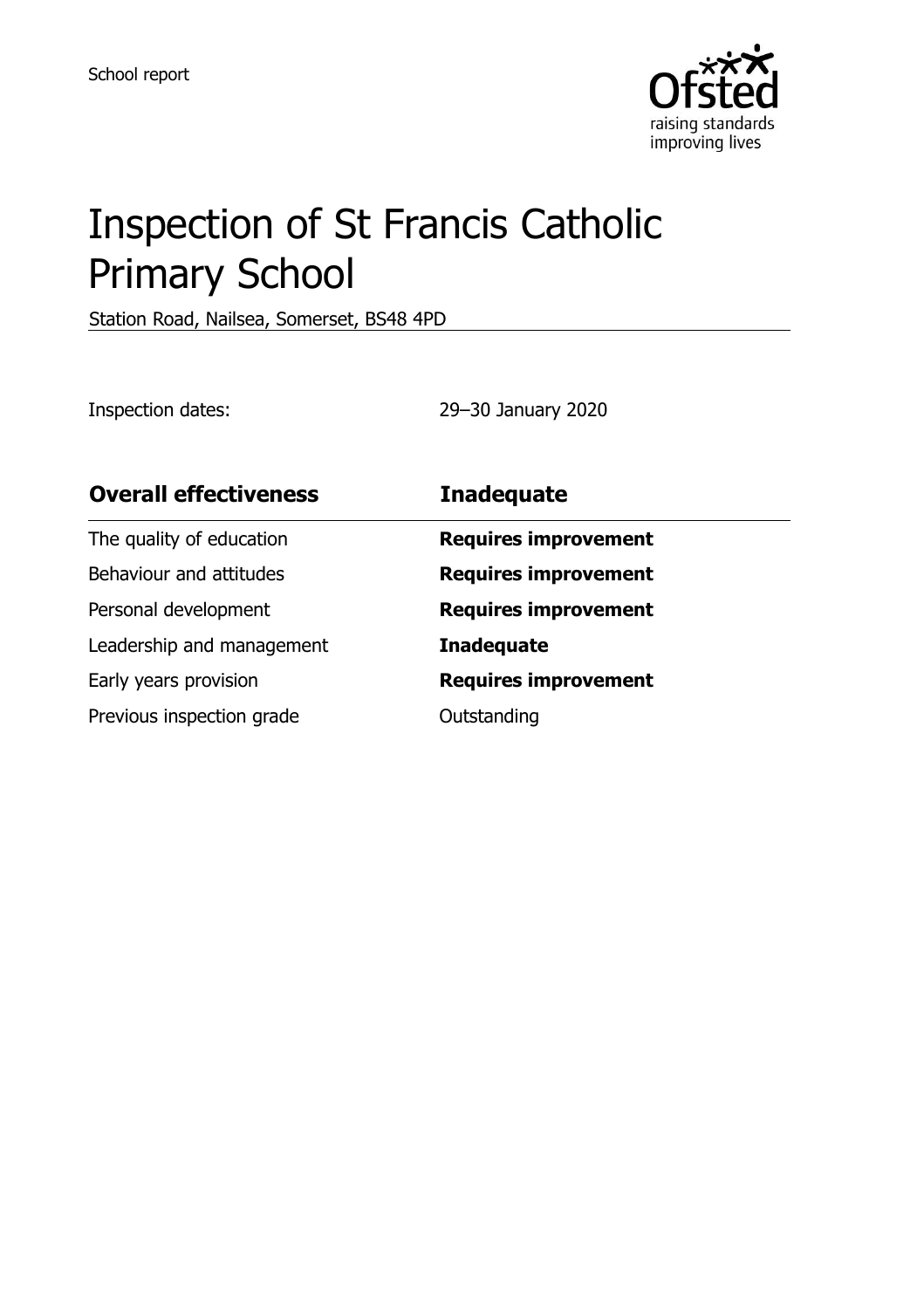School report

# Inspection of St Francis Catholic Primary School

Station Road, Nailsea, Somerset, BS48 4PD

Inspection dates: 29–30 January 2020

| Overall effectiveness | Inadequate |
| --- | --- |
| The quality of education | **Requires improvement** |
| Behaviour and attitudes | **Requires improvement** |
| Personal development | **Requires improvement** |
| Leadership and management | **Inadequate** |
| Early years provision | **Requires improvement** |
| Previous inspection grade | Outstanding |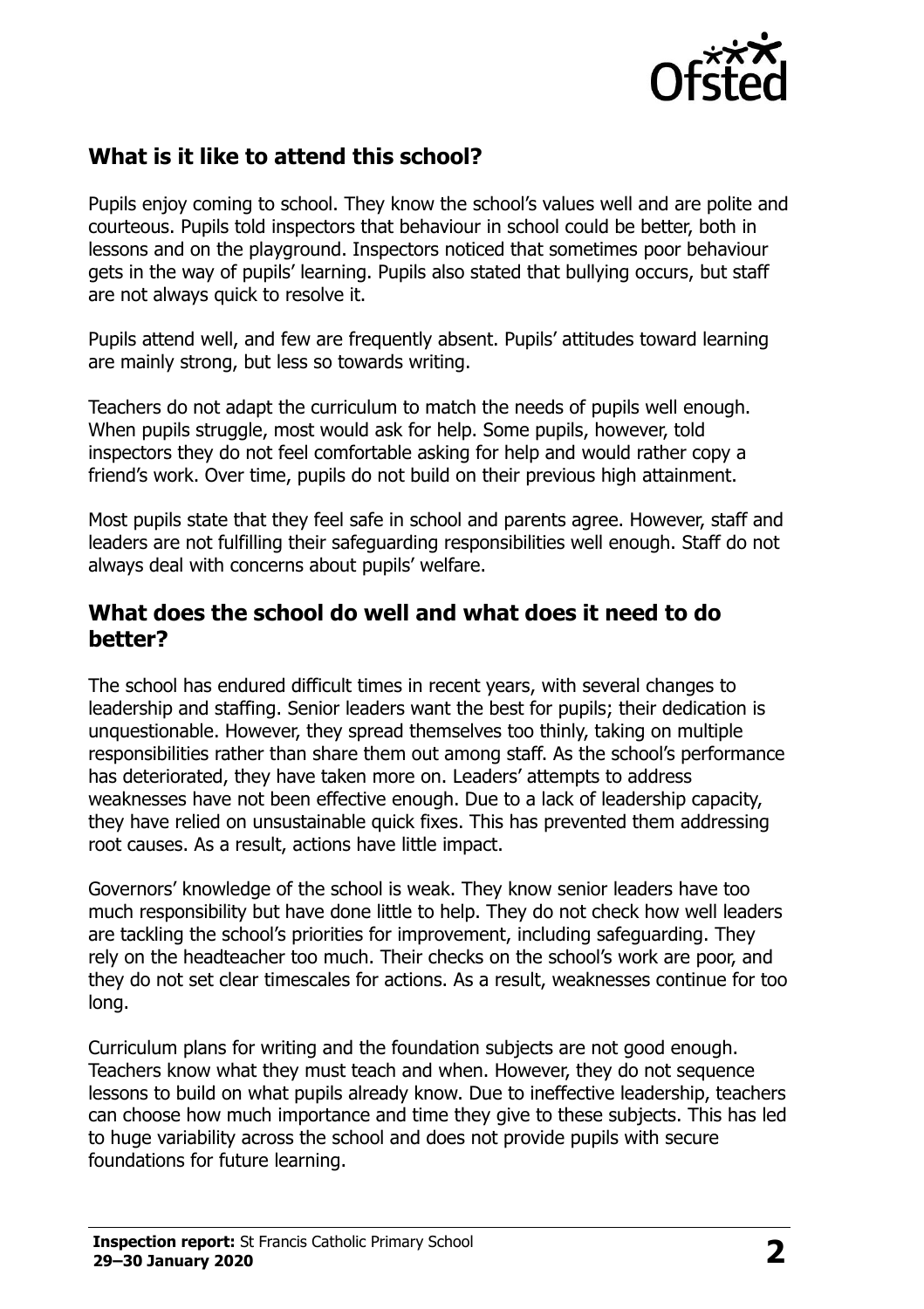## What is it like to attend this school?

Pupils enjoy coming to school. They know the school's values well and are polite and courteous. Pupils told inspectors that behaviour in school could be better, both in lessons and on the playground. Inspectors noticed that sometimes poor behaviour gets in the way of pupils' learning. Pupils also stated that bullying occurs, but staff are not always quick to resolve it.

Pupils attend well, and few are frequently absent. Pupils' attitudes toward learning are mainly strong, but less so towards writing.

Teachers do not adapt the curriculum to match the needs of pupils well enough. When pupils struggle, most would ask for help. Some pupils, however, told inspectors they do not feel comfortable asking for help and would rather copy a friend's work. Over time, pupils do not build on their previous high attainment.

Most pupils state that they feel safe in school and parents agree. However, staff and leaders are not fulfilling their safeguarding responsibilities well enough. Staff do not always deal with concerns about pupils' welfare.

## What does the school do well and what does it need to do better?

The school has endured difficult times in recent years, with several changes to leadership and staffing. Senior leaders want the best for pupils; their dedication is unquestionable. However, they spread themselves too thinly, taking on multiple responsibilities rather than share them out among staff. As the school's performance has deteriorated, they have taken more on. Leaders' attempts to address weaknesses have not been effective enough. Due to a lack of leadership capacity, they have relied on unsustainable quick fixes. This has prevented them addressing root causes. As a result, actions have little impact.

Governors' knowledge of the school is weak. They know senior leaders have too much responsibility but have done little to help. They do not check how well leaders are tackling the school's priorities for improvement, including safeguarding. They rely on the headteacher too much. Their checks on the school's work are poor, and they do not set clear timescales for actions. As a result, weaknesses continue for too long.

Curriculum plans for writing and the foundation subjects are not good enough. Teachers know what they must teach and when. However, they do not sequence lessons to build on what pupils already know. Due to ineffective leadership, teachers can choose how much importance and time they give to these subjects. This has led to huge variability across the school and does not provide pupils with secure foundations for future learning.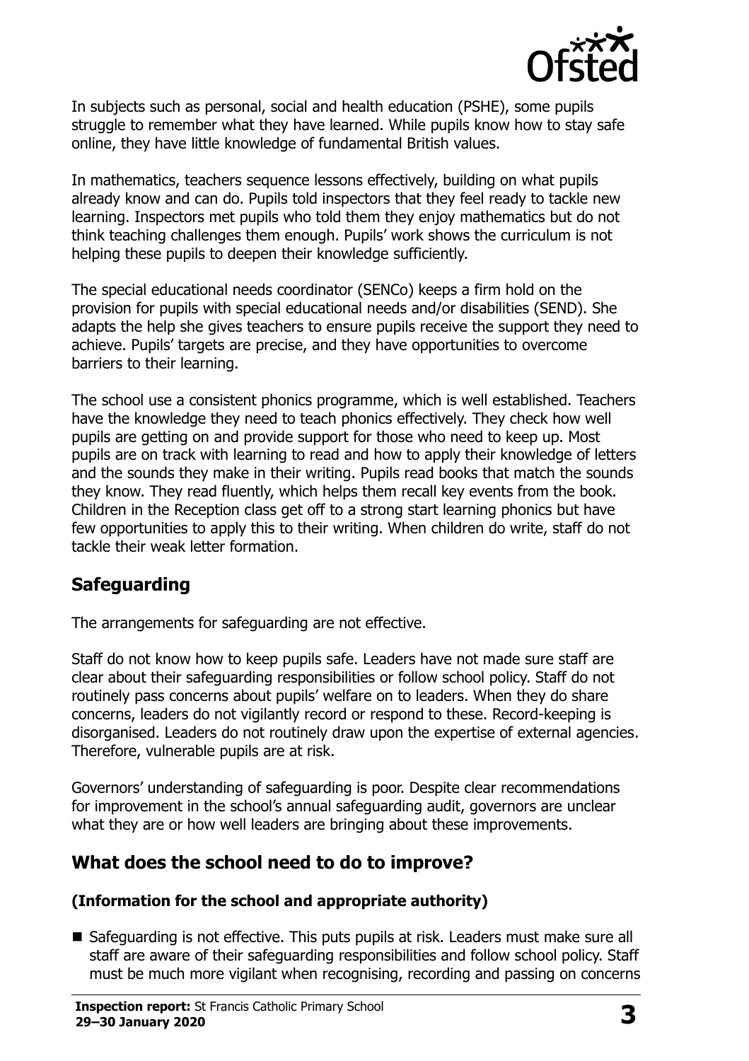In subjects such as personal, social and health education (PSHE), some pupils struggle to remember what they have learned. While pupils know how to stay safe online, they have little knowledge of fundamental British values.

In mathematics, teachers sequence lessons effectively, building on what pupils already know and can do. Pupils told inspectors that they feel ready to tackle new learning. Inspectors met pupils who told them they enjoy mathematics but do not think teaching challenges them enough. Pupils' work shows the curriculum is not helping these pupils to deepen their knowledge sufficiently.

The special educational needs coordinator (SENCo) keeps a firm hold on the provision for pupils with special educational needs and/or disabilities (SEND). She adapts the help she gives teachers to ensure pupils receive the support they need to achieve. Pupils' targets are precise, and they have opportunities to overcome barriers to their learning.

The school use a consistent phonics programme, which is well established. Teachers have the knowledge they need to teach phonics effectively. They check how well pupils are getting on and provide support for those who need to keep up. Most pupils are on track with learning to read and how to apply their knowledge of letters and the sounds they make in their writing. Pupils read books that match the sounds they know. They read fluently, which helps them recall key events from the book. Children in the Reception class get off to a strong start learning phonics but have few opportunities to apply this to their writing. When children do write, staff do not tackle their weak letter formation.

## Safeguarding

The arrangements for safeguarding are not effective.

Staff do not know how to keep pupils safe. Leaders have not made sure staff are clear about their safeguarding responsibilities or follow school policy. Staff do not routinely pass concerns about pupils' welfare on to leaders. When they do share concerns, leaders do not vigilantly record or respond to these. Record-keeping is disorganised. Leaders do not routinely draw upon the expertise of external agencies. Therefore, vulnerable pupils are at risk.

Governors' understanding of safeguarding is poor. Despite clear recommendations for improvement in the school's annual safeguarding audit, governors are unclear what they are or how well leaders are bringing about these improvements.

## What does the school need to do to improve?

### (Information for the school and appropriate authority)

- Safeguarding is not effective. This puts pupils at risk. Leaders must make sure all staff are aware of their safeguarding responsibilities and follow school policy. Staff must be much more vigilant when recognising, recording and passing on concerns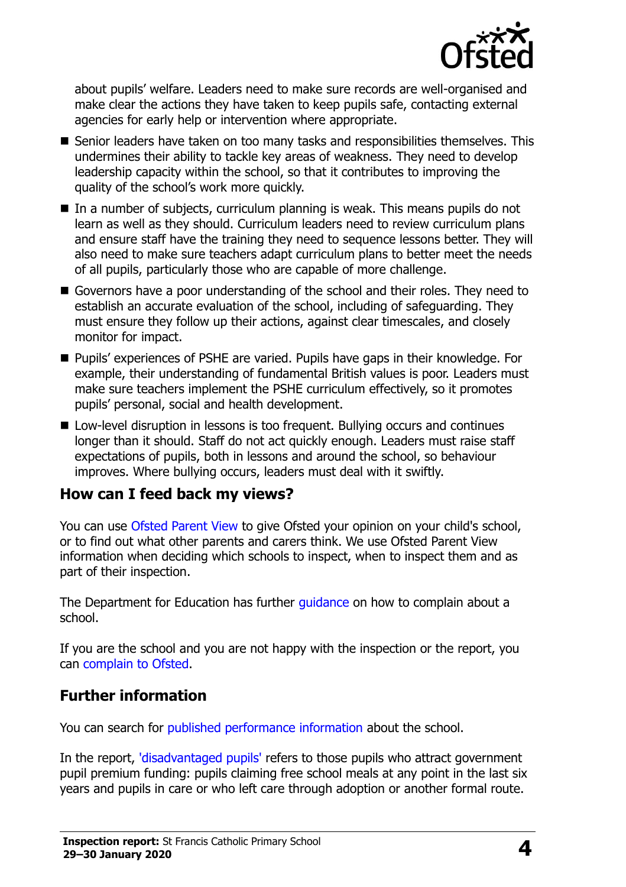about pupils' welfare. Leaders need to make sure records are well-organised and make clear the actions they have taken to keep pupils safe, contacting external agencies for early help or intervention where appropriate.

- Senior leaders have taken on too many tasks and responsibilities themselves. This undermines their ability to tackle key areas of weakness. They need to develop leadership capacity within the school, so that it contributes to improving the quality of the school's work more quickly.
- In a number of subjects, curriculum planning is weak. This means pupils do not learn as well as they should. Curriculum leaders need to review curriculum plans and ensure staff have the training they need to sequence lessons better. They will also need to make sure teachers adapt curriculum plans to better meet the needs of all pupils, particularly those who are capable of more challenge.
- Governors have a poor understanding of the school and their roles. They need to establish an accurate evaluation of the school, including of safeguarding. They must ensure they follow up their actions, against clear timescales, and closely monitor for impact.
- Pupils' experiences of PSHE are varied. Pupils have gaps in their knowledge. For example, their understanding of fundamental British values is poor. Leaders must make sure teachers implement the PSHE curriculum effectively, so it promotes pupils' personal, social and health development.
- Low-level disruption in lessons is too frequent. Bullying occurs and continues longer than it should. Staff do not act quickly enough. Leaders must raise staff expectations of pupils, both in lessons and around the school, so behaviour improves. Where bullying occurs, leaders must deal with it swiftly.

## How can I feed back my views?

You can use Ofsted Parent View to give Ofsted your opinion on your child's school, or to find out what other parents and carers think. We use Ofsted Parent View information when deciding which schools to inspect, when to inspect them and as part of their inspection.

The Department for Education has further guidance on how to complain about a school.

If you are the school and you are not happy with the inspection or the report, you can complain to Ofsted.

## Further information

You can search for published performance information about the school.

In the report, 'disadvantaged pupils' refers to those pupils who attract government pupil premium funding: pupils claiming free school meals at any point in the last six years and pupils in care or who left care through adoption or another formal route.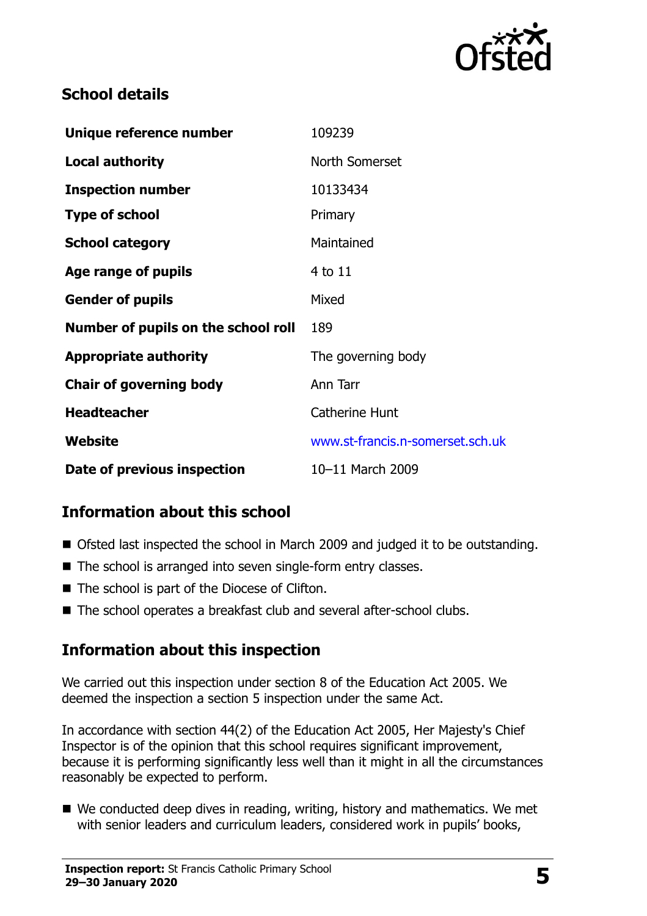## School details

| | |
|---|---|
| **Unique reference number** | 109239 |
| **Local authority** | North Somerset |
| **Inspection number** | 10133434 |
| **Type of school** | Primary |
| **School category** | Maintained |
| **Age range of pupils** | 4 to 11 |
| **Gender of pupils** | Mixed |
| **Number of pupils on the school roll** | 189 |
| **Appropriate authority** | The governing body |
| **Chair of governing body** | Ann Tarr |
| **Headteacher** | Catherine Hunt |
| **Website** | www.st-francis.n-somerset.sch.uk |
| **Date of previous inspection** | 10–11 March 2009 |

## Information about this school

- Ofsted last inspected the school in March 2009 and judged it to be outstanding.
- The school is arranged into seven single-form entry classes.
- The school is part of the Diocese of Clifton.
- The school operates a breakfast club and several after-school clubs.

## Information about this inspection

We carried out this inspection under section 8 of the Education Act 2005. We deemed the inspection a section 5 inspection under the same Act.

In accordance with section 44(2) of the Education Act 2005, Her Majesty's Chief Inspector is of the opinion that this school requires significant improvement, because it is performing significantly less well than it might in all the circumstances reasonably be expected to perform.

- We conducted deep dives in reading, writing, history and mathematics. We met with senior leaders and curriculum leaders, considered work in pupils' books,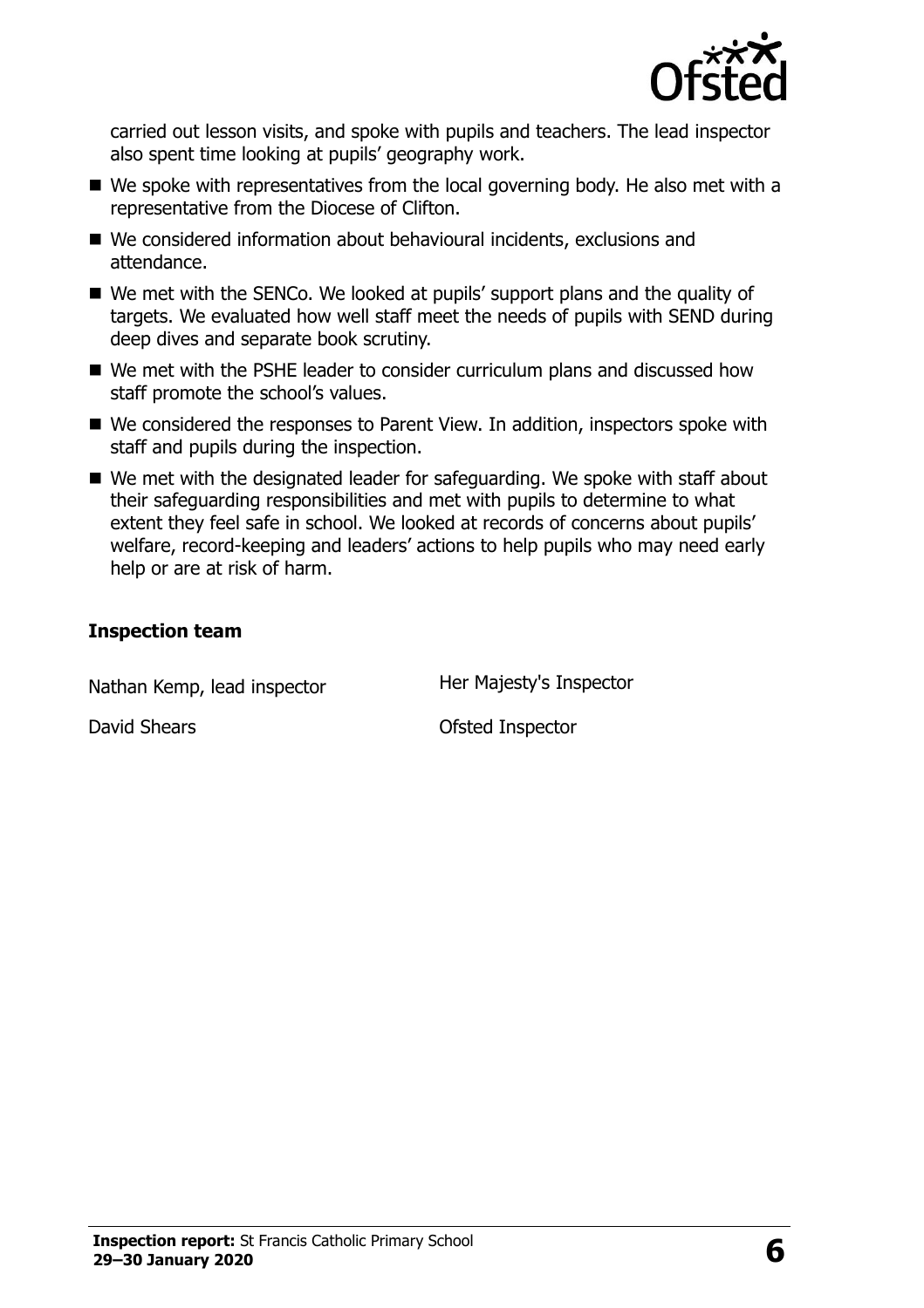carried out lesson visits, and spoke with pupils and teachers. The lead inspector also spent time looking at pupils' geography work.

- We spoke with representatives from the local governing body. He also met with a representative from the Diocese of Clifton.
- We considered information about behavioural incidents, exclusions and attendance.
- We met with the SENCo. We looked at pupils' support plans and the quality of targets. We evaluated how well staff meet the needs of pupils with SEND during deep dives and separate book scrutiny.
- We met with the PSHE leader to consider curriculum plans and discussed how staff promote the school's values.
- We considered the responses to Parent View. In addition, inspectors spoke with staff and pupils during the inspection.
- We met with the designated leader for safeguarding. We spoke with staff about their safeguarding responsibilities and met with pupils to determine to what extent they feel safe in school. We looked at records of concerns about pupils' welfare, record-keeping and leaders' actions to help pupils who may need early help or are at risk of harm.

### Inspection team

| | |
|---|---|
| Nathan Kemp, lead inspector | Her Majesty's Inspector |
| David Shears | Ofsted Inspector |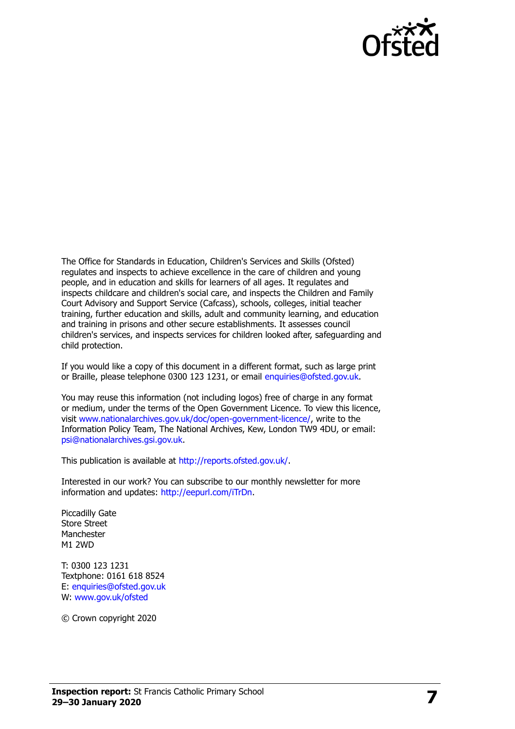The Office for Standards in Education, Children's Services and Skills (Ofsted) regulates and inspects to achieve excellence in the care of children and young people, and in education and skills for learners of all ages. It regulates and inspects childcare and children's social care, and inspects the Children and Family Court Advisory and Support Service (Cafcass), schools, colleges, initial teacher training, further education and skills, adult and community learning, and education and training in prisons and other secure establishments. It assesses council children's services, and inspects services for children looked after, safeguarding and child protection.

If you would like a copy of this document in a different format, such as large print or Braille, please telephone 0300 123 1231, or email enquiries@ofsted.gov.uk.

You may reuse this information (not including logos) free of charge in any format or medium, under the terms of the Open Government Licence. To view this licence, visit www.nationalarchives.gov.uk/doc/open-government-licence/, write to the Information Policy Team, The National Archives, Kew, London TW9 4DU, or email: psi@nationalarchives.gsi.gov.uk.

This publication is available at http://reports.ofsted.gov.uk/.

Interested in our work? You can subscribe to our monthly newsletter for more information and updates: http://eepurl.com/iTrDn.

Piccadilly Gate
Store Street
Manchester
M1 2WD

T: 0300 123 1231
Textphone: 0161 618 8524
E: enquiries@ofsted.gov.uk
W: www.gov.uk/ofsted

© Crown copyright 2020